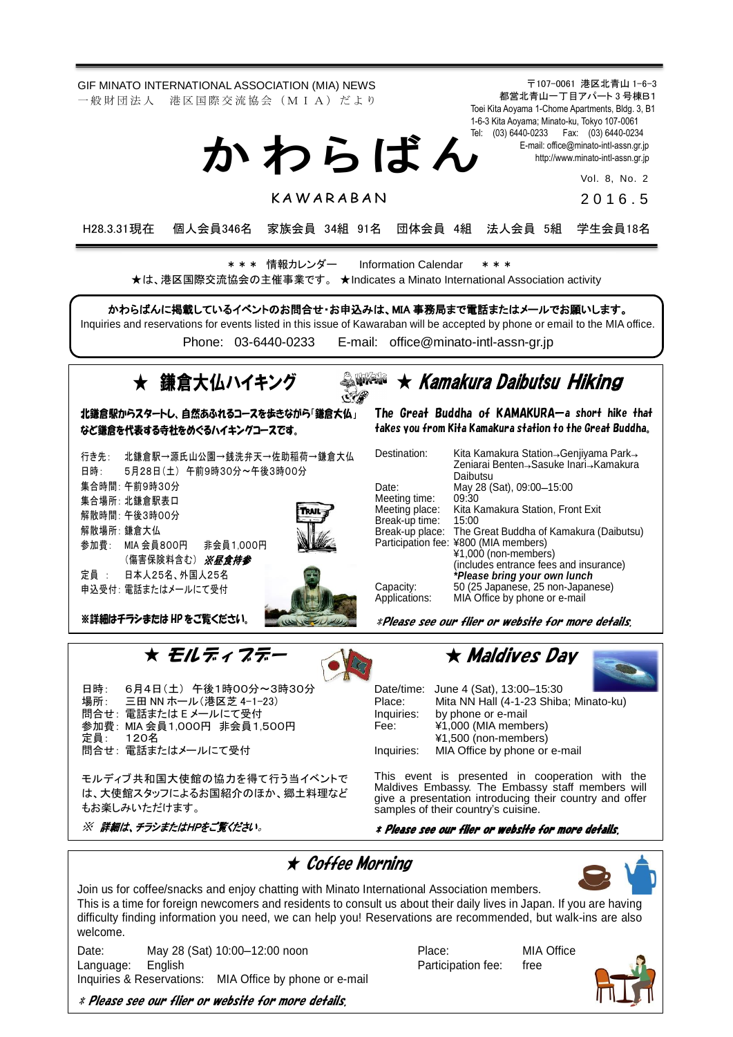GIF MINATO INTERNATIONAL ASSOCIATION (MIA) NEWS
一般財団法人　港区国際交流協会（ＭＩＡ）だより

〒107-0061　港区北青山 1-6-3
都営北青山一丁目アパート３号棟B1
Toei Kita Aoyama 1-Chome Apartments, Bldg. 3, B1
1-6-3 Kita Aoyama; Minato-ku, Tokyo 107-0061
Tel: (03) 6440-0233　Fax: (03) 6440-0234
E-mail: office@minato-intl-assn.gr.jp
http://www.minato-intl-assn.gr.jp

# かわらばん

KAWARABAN

Vol. 8, No. 2
2016.5

H28.3.31現在　個人会員346名　家族会員 34組 91名　団体会員 4組　法人会員 5組　学生会員18名

＊＊＊　情報カレンダー　Information Calendar　＊＊＊

★は、港区国際交流協会の主催事業です。 ★Indicates a Minato International Association activity

かわらばんに掲載しているイベントのお問合せ・お申込みは、MIA 事務局まで電話またはメールでお願いします。
Inquiries and reservations for events listed in this issue of Kawaraban will be accepted by phone or email to the MIA office.
Phone: 03-6440-0233　E-mail: office@minato-intl-assn-gr.jp

## ★ 鎌倉大仏ハイキング

**北鎌倉駅からスタートし、自然あふれるコースを歩きながら「鎌倉大仏」など鎌倉を代表する寺社をめぐるハイキングコースです。**

行き先：　北鎌倉駅→源氏山公園→銭洗弁天→佐助稲荷→鎌倉大仏
日時：　5月28日（土）午前9時30分～午後3時00分
集合時間：午前9時30分
集合場所：北鎌倉駅表口
解散時間：午後3時00分
解散場所：鎌倉大仏
参加費：　MIA 会員800円　非会員1,000円
（傷害保険料含む） ※昼食持参
定員：　日本人25名、外国人25名
申込受付：電話またはメールにて受付

**※詳細はチラシまたは HP をご覧ください。**

## ★ Kamakura Daibutsu Hiking

**The Great Buddha of KAMAKURA—a short hike that takes you from Kita Kamakura station to the Great Buddha.**

Destination: Kita Kamakura Station→Genjiyama Park→Zeniarai Benten→Sasuke Inari→Kamakura Daibutsu
Date: May 28 (Sat), 09:00–15:00
Meeting time: 09:30
Meeting place: Kita Kamakura Station, Front Exit
Break-up time: 15:00
Break-up place: The Great Buddha of Kamakura (Daibutsu)
Participation fee: ¥800 (MIA members)
¥1,000 (non-members)
(includes entrance fees and insurance)
***Please bring your own lunch***
Capacity: 50 (25 Japanese, 25 non-Japanese)
Applications: MIA Office by phone or e-mail

***Please see our flier or website for more details.***

## ★ モルディブデー

日時：　6月4日（土）午後1時00分～3時30分
場所：　三田 NN ホール（港区芝 4-1-23）
問合せ：電話または E メールにて受付
参加費：MIA 会員1,000円　非会員1,500円
定員：　120名
問合せ：電話またはメールにて受付

モルディブ共和国大使館の協力を得て行う当イベントでは、大使館スタッフによるお国紹介のほか、郷土料理などもお楽しみいただけます。

*※ 詳細は、チラシまたはHPをご覧ください。*

## ★ Maldives Day

Date/time: June 4 (Sat), 13:00–15:30
Place: Mita NN Hall (4-1-23 Shiba; Minato-ku)
Inquiries: by phone or e-mail
Fee: ¥1,000 (MIA members)
¥1,500 (non-members)
Inquiries: MIA Office by phone or e-mail

This event is presented in cooperation with the Maldives Embassy. The Embassy staff members will give a presentation introducing their country and offer samples of their country's cuisine.

***Please see our flier or website for more details.***

## ★ Coffee Morning

Join us for coffee/snacks and enjoy chatting with Minato International Association members.
This is a time for foreign newcomers and residents to consult us about their daily lives in Japan. If you are having difficulty finding information you need, we can help you! Reservations are recommended, but walk-ins are also welcome.

Date: May 28 (Sat) 10:00–12:00 noon
Language: English
Inquiries & Reservations: MIA Office by phone or e-mail
Place: MIA Office
Participation fee: free

***Please see our flier or website for more details.***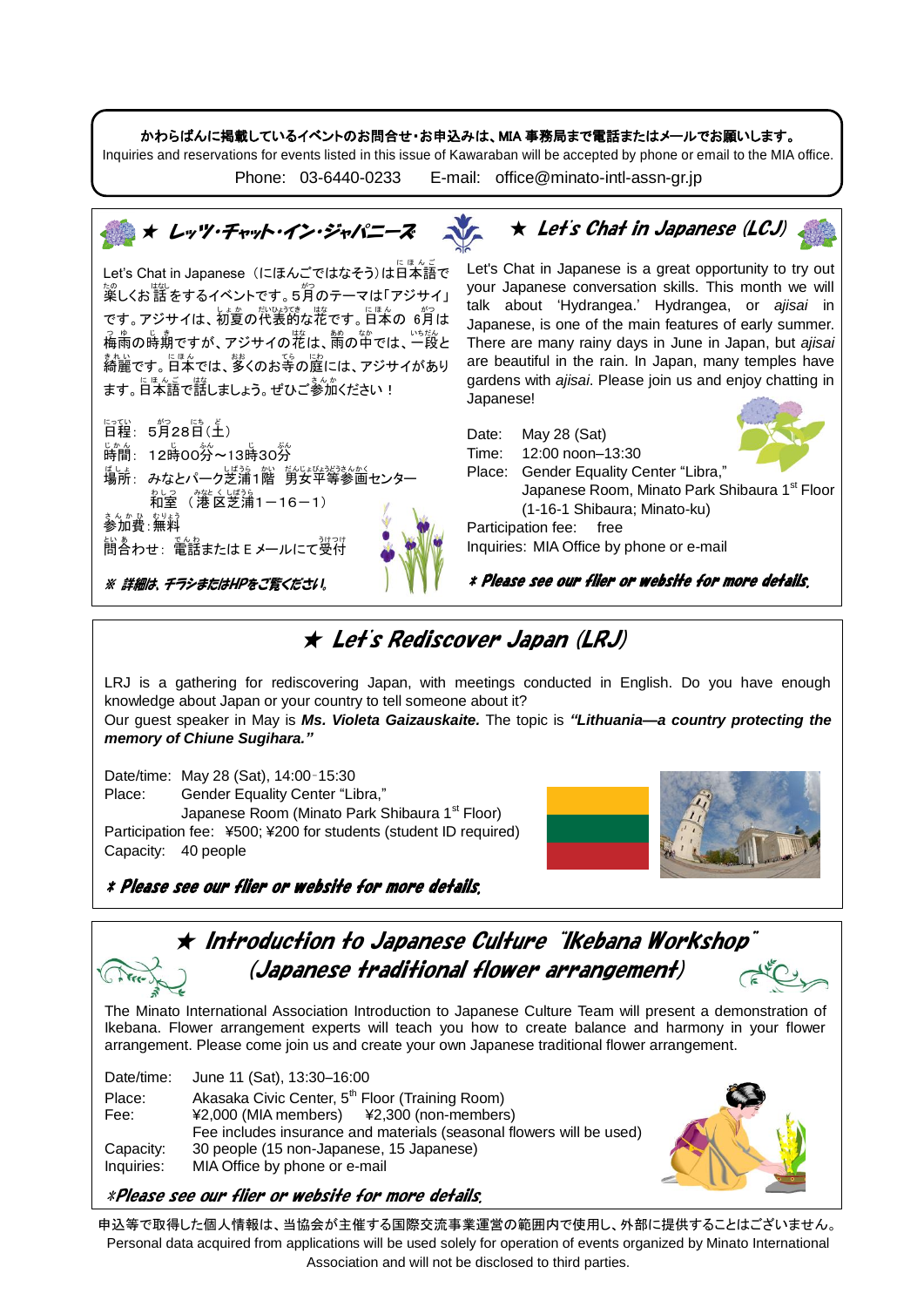かわらばんに掲載しているイベントのお問合せ・お申込みは、MIA 事務局まで電話またはメールでお願いします。
Inquiries and reservations for events listed in this issue of Kawaraban will be accepted by phone or email to the MIA office.
Phone: 03-6440-0233　　E-mail: office@minato-intl-assn-gr.jp

## ★ レッツ・チャット・イン・ジャパニーズ

Let's Chat in Japanese（にほんごではなそう）は日本語で楽しくお話をするイベントです。５月のテーマは「アジサイ」です。アジサイは、初夏の代表的な花です。日本の６月は梅雨の時期ですが、アジサイの花は、雨の中では、一段と綺麗です。日本では、多くのお寺の庭には、アジサイがあります。日本語で話しましょう。ぜひご参加ください！

日程：５月28日（土）
時間：12時00分～13時30分
場所：みなとパーク芝浦１階　男女平等参画センター
　　　和室（港区芝浦1－16－1）
参加費：無料
問合わせ：電話または E メールにて受付

※ 詳細は、チラシまたはHPをご覧ください。

## ★ Let's Chat in Japanese (LCJ)

Let's Chat in Japanese is a great opportunity to try out your Japanese conversation skills. This month we will talk about 'Hydrangea.' Hydrangea, or *ajisai* in Japanese, is one of the main features of early summer. There are many rainy days in June in Japan, but *ajisai* are beautiful in the rain. In Japan, many temples have gardens with *ajisai*. Please join us and enjoy chatting in Japanese!

Date: May 28 (Sat)
Time: 12:00 noon–13:30
Place: Gender Equality Center "Libra," Japanese Room, Minato Park Shibaura 1st Floor (1-16-1 Shibaura; Minato-ku)
Participation fee: free
Inquiries: MIA Office by phone or e-mail

*** Please see our flier or website for more details.**

## ★ Let's Rediscover Japan (LRJ)

LRJ is a gathering for rediscovering Japan, with meetings conducted in English. Do you have enough knowledge about Japan or your country to tell someone about it?
Our guest speaker in May is ***Ms. Violeta Gaizauskaite.*** The topic is ***"Lithuania—a country protecting the memory of Chiune Sugihara."***

Date/time: May 28 (Sat), 14:00‐15:30
Place: Gender Equality Center "Libra," Japanese Room (Minato Park Shibaura 1st Floor)
Participation fee: ¥500; ¥200 for students (student ID required)
Capacity: 40 people

*** Please see our flier or website for more details.**

## ★ Introduction to Japanese Culture "Ikebana Workshop" (Japanese traditional flower arrangement)

The Minato International Association Introduction to Japanese Culture Team will present a demonstration of Ikebana. Flower arrangement experts will teach you how to create balance and harmony in your flower arrangement. Please come join us and create your own Japanese traditional flower arrangement.

Date/time: June 11 (Sat), 13:30–16:00
Place: Akasaka Civic Center, 5th Floor (Training Room)
Fee: ¥2,000 (MIA members)　¥2,300 (non-members)
Fee includes insurance and materials (seasonal flowers will be used)
Capacity: 30 people (15 non-Japanese, 15 Japanese)
Inquiries: MIA Office by phone or e-mail

***Please see our flier or website for more details.**

申込等で取得した個人情報は、当協会が主催する国際交流事業運営の範囲内で使用し、外部に提供することはございません。
Personal data acquired from applications will be used solely for operation of events organized by Minato International Association and will not be disclosed to third parties.